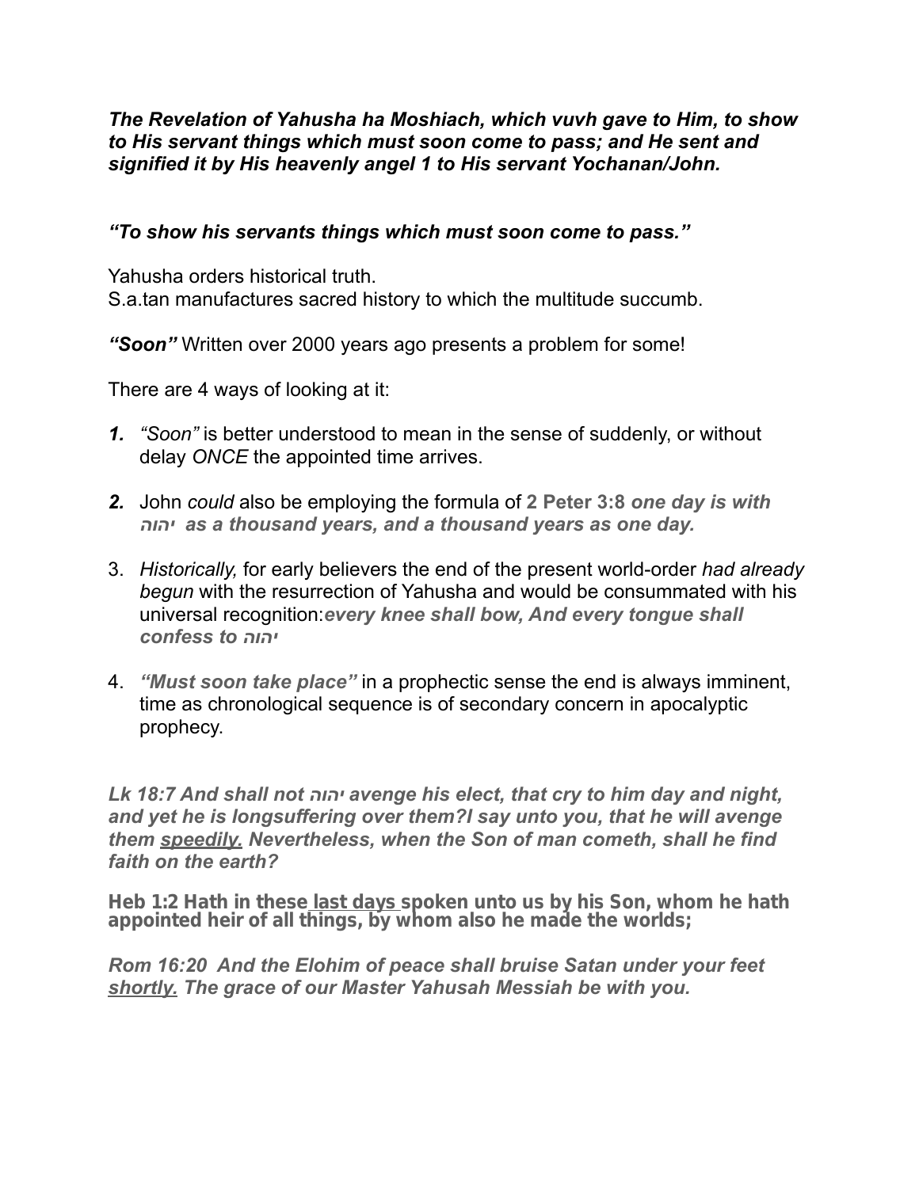***The Revelation of Yahusha ha Moshiach, which vuvh gave to Him, to show to His servant things which must soon come to pass; and He sent and signified it by His heavenly angel 1 to His servant Yochanan/John.***

***"To show his servants things which must soon come to pass."***

Yahusha orders historical truth.
S.a.tan manufactures sacred history to which the multitude succumb.

***"Soon"*** Written over 2000 years ago presents a problem for some!

There are 4 ways of looking at it:

1. *"Soon"* is better understood to mean in the sense of suddenly, or without delay *ONCE* the appointed time arrives.

2. John *could* also be employing the formula of **2 Peter 3:8** ***one day is with יהוה as a thousand years, and a thousand years as one day.***

3. *Historically,* for early believers the end of the present world-order *had already begun* with the resurrection of Yahusha and would be consummated with his universal recognition:***every knee shall bow, And every tongue shall confess to יהוה***

4. ***"Must soon take place"*** in a prophectic sense the end is always imminent, time as chronological sequence is of secondary concern in apocalyptic prophecy.

***Lk 18:7 And shall not יהוה avenge his elect, that cry to him day and night, and yet he is longsuffering over them?I say unto you, that he will avenge them <u>speedily.</u> Nevertheless, when the Son of man cometh, shall he find faith on the earth?***

**Heb 1:2 Hath in these <u>last days</u> spoken unto us by his Son, whom he hath appointed heir of all things, by whom also he made the worlds;**

***Rom 16:20 And the Elohim of peace shall bruise Satan under your feet <u>shortly.</u> The grace of our Master Yahusah Messiah be with you.***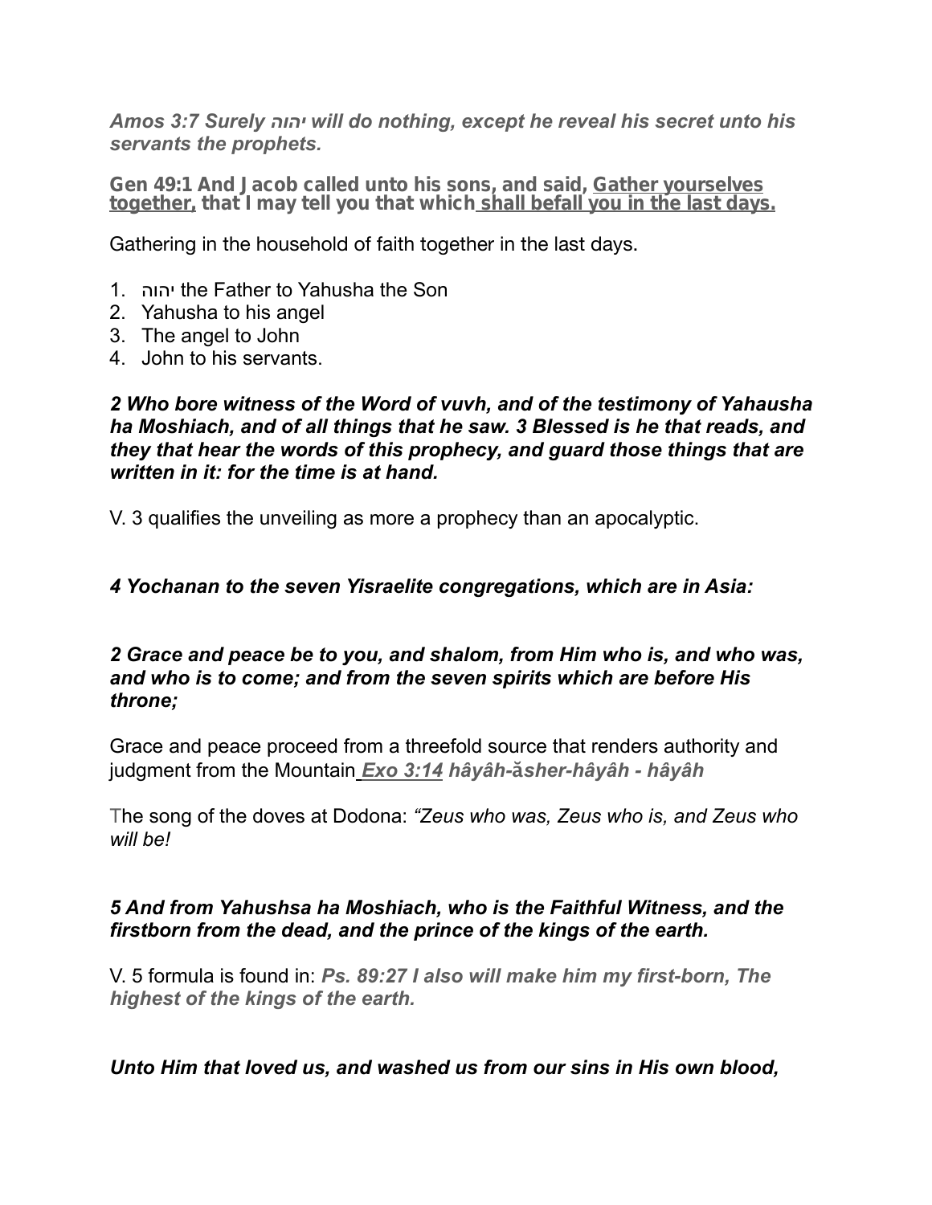***Amos 3:7 Surely יהוה will do nothing, except he reveal his secret unto his servants the prophets.***

**Gen 49:1 And Jacob called unto his sons, and said, <u>Gather yourselves together,</u> that I may tell you that which<u> shall befall you in the last days.</u>**

Gathering in the household of faith together in the last days.

1. יהוה the Father to Yahusha the Son
2. Yahusha to his angel
3. The angel to John
4. John to his servants.

***2 Who bore witness of the Word of vuvh, and of the testimony of Yahausha ha Moshiach, and of all things that he saw. 3 Blessed is he that reads, and they that hear the words of this prophecy, and guard those things that are written in it: for the time is at hand.***

V. 3 qualifies the unveiling as more a prophecy than an apocalyptic.

***4 Yochanan to the seven Yisraelite congregations, which are in Asia:***

***2 Grace and peace be to you, and shalom, from Him who is, and who was, and who is to come; and from the seven spirits which are before His throne;***

Grace and peace proceed from a threefold source that renders authority and judgment from the Mountain ***<u>Exo 3:14</u> hâyâh-ăsher-hâyâh - hâyâh***

The song of the doves at Dodona: *"Zeus who was, Zeus who is, and Zeus who will be!*

***5 And from Yahushsa ha Moshiach, who is the Faithful Witness, and the firstborn from the dead, and the prince of the kings of the earth.***

V. 5 formula is found in: ***Ps. 89:27 I also will make him my first-born, The highest of the kings of the earth.***

***Unto Him that loved us, and washed us from our sins in His own blood,***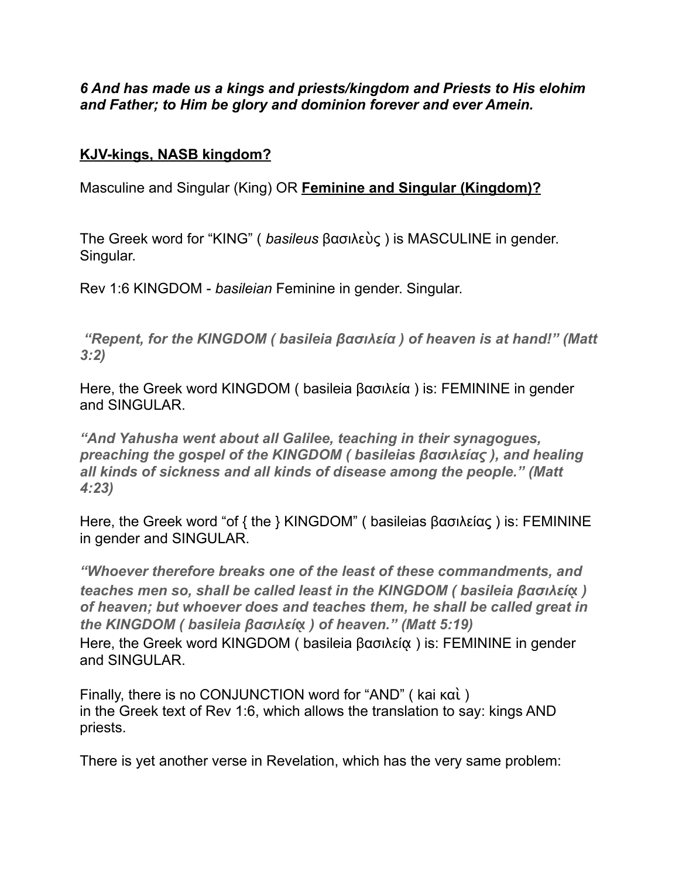***6 And has made us a kings and priests/kingdom and Priests to His elohim and Father; to Him be glory and dominion forever and ever Amein.***

**KJV-kings, NASB kingdom?**

Masculine and Singular (King) OR **Feminine and Singular (Kingdom)?**

The Greek word for “KING” ( *basileus* βασιλεὺς ) is MASCULINE in gender. Singular.

Rev 1:6 KINGDOM - *basileian* Feminine in gender. Singular.

***“Repent, for the KINGDOM ( basileia βασιλεία ) of heaven is at hand!” (Matt 3:2)***

Here, the Greek word KINGDOM ( basileia βασιλεία ) is: FEMININE in gender and SINGULAR.

***“And Yahusha went about all Galilee, teaching in their synagogues, preaching the gospel of the KINGDOM ( basileias βασιλείας ), and healing all kinds of sickness and all kinds of disease among the people.” (Matt 4:23)***

Here, the Greek word “of { the } KINGDOM” ( basileias βασιλείας ) is: FEMININE in gender and SINGULAR.

***“Whoever therefore breaks one of the least of these commandments, and teaches men so, shall be called least in the KINGDOM ( basileia βασιλείᾳ ) of heaven; but whoever does and teaches them, he shall be called great in the KINGDOM ( basileia βασιλείᾳ ) of heaven.” (Matt 5:19)***

Here, the Greek word KINGDOM ( basileia βασιλείᾳ ) is: FEMININE in gender and SINGULAR.

Finally, there is no CONJUNCTION word for “AND” ( kai καὶ ) in the Greek text of Rev 1:6, which allows the translation to say: kings AND priests.

There is yet another verse in Revelation, which has the very same problem: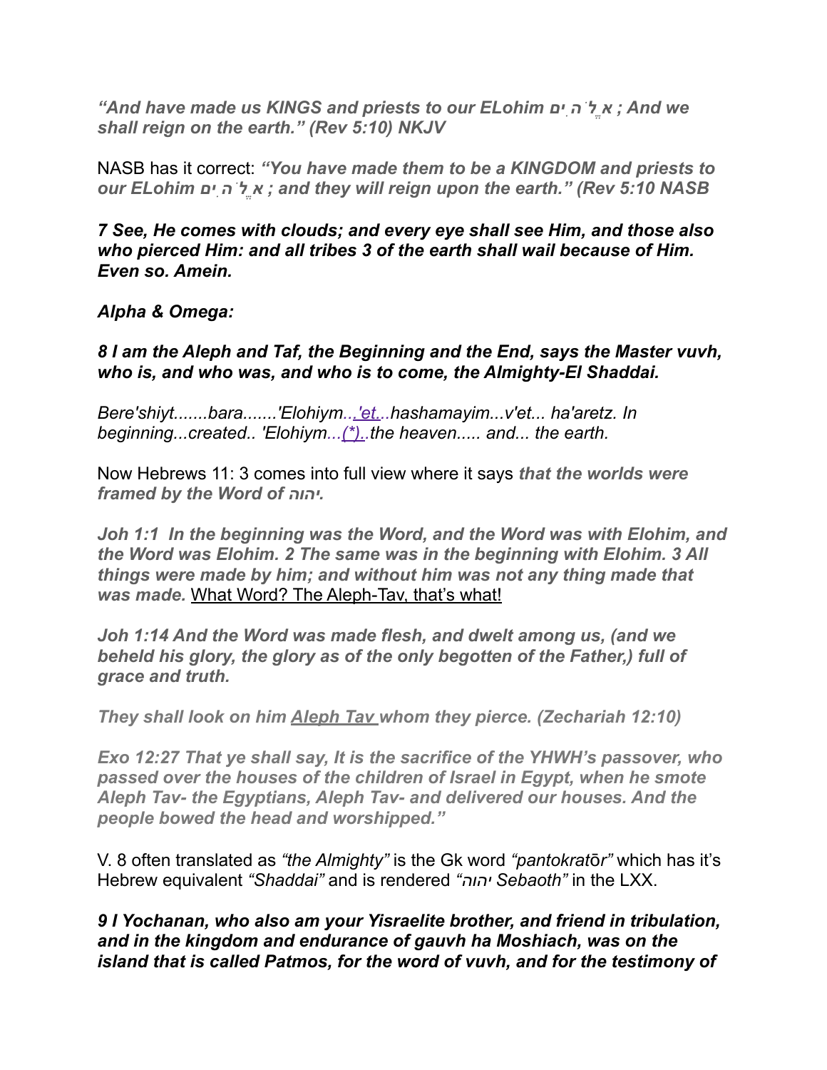***"And have made us KINGS and priests to our ELohim אֱלֹהִים ; And we shall reign on the earth." (Rev 5:10) NKJV***

NASB has it correct: ***"You have made them to be a KINGDOM and priests to our ELohim אֱלֹהִים ; and they will reign upon the earth." (Rev 5:10 NASB***

***7 See, He comes with clouds; and every eye shall see Him, and those also who pierced Him: and all tribes 3 of the earth shall wail because of Him. Even so. Amein.***

***Alpha & Omega:***

***8 I am the Aleph and Taf, the Beginning and the End, says the Master vuvh, who is, and who was, and who is to come, the Almighty-El Shaddai.***

*Bere'shiyt.......bara.......'Elohiym...'et...hashamayim...v'et... ha'aretz. In beginning...created.. 'Elohiym...(*)..the heaven..... and... the earth.*

Now Hebrews 11: 3 comes into full view where it says ***that the worlds were framed by the Word of יהוה.***

***Joh 1:1 In the beginning was the Word, and the Word was with Elohim, and the Word was Elohim. 2 The same was in the beginning with Elohim. 3 All things were made by him; and without him was not any thing made that was made.*** What Word? The Aleph-Tav, that's what!

***Joh 1:14 And the Word was made flesh, and dwelt among us, (and we beheld his glory, the glory as of the only begotten of the Father,) full of grace and truth.***

***They shall look on him Aleph Tav whom they pierce. (Zechariah 12:10)***

***Exo 12:27 That ye shall say, It is the sacrifice of the YHWH's passover, who passed over the houses of the children of Israel in Egypt, when he smote Aleph Tav- the Egyptians, Aleph Tav- and delivered our houses. And the people bowed the head and worshipped."***

V. 8 often translated as *"the Almighty"* is the Gk word *"pantokratōr"* which has it's Hebrew equivalent *"Shaddai"* and is rendered *"יהוה Sebaoth"* in the LXX.

***9 I Yochanan, who also am your Yisraelite brother, and friend in tribulation, and in the kingdom and endurance of gauvh ha Moshiach, was on the island that is called Patmos, for the word of vuvh, and for the testimony of***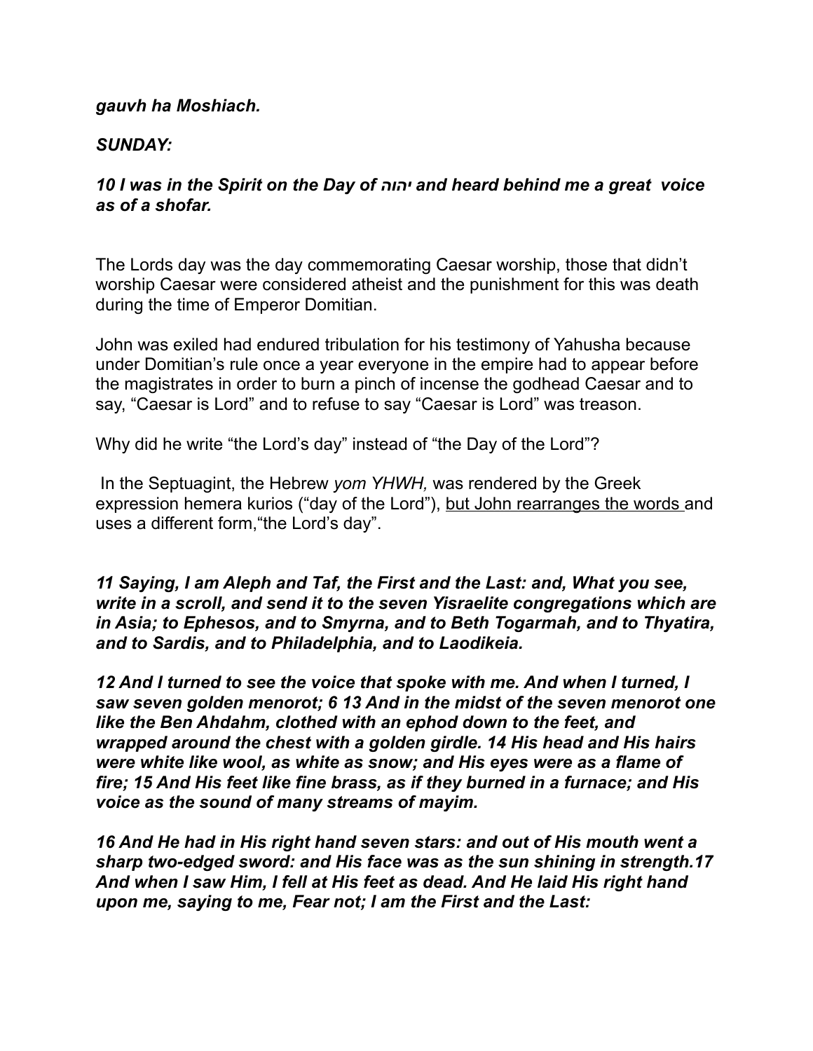***gauvh ha Moshiach.***

***SUNDAY:***

***10 I was in the Spirit on the Day of יהוה and heard behind me a great voice as of a shofar.***

The Lords day was the day commemorating Caesar worship, those that didn't worship Caesar were considered atheist and the punishment for this was death during the time of Emperor Domitian.

John was exiled had endured tribulation for his testimony of Yahusha because under Domitian's rule once a year everyone in the empire had to appear before the magistrates in order to burn a pinch of incense the godhead Caesar and to say, "Caesar is Lord" and to refuse to say "Caesar is Lord" was treason.

Why did he write "the Lord's day" instead of "the Day of the Lord"?

In the Septuagint, the Hebrew *yom YHWH,* was rendered by the Greek expression hemera kurios ("day of the Lord"), <u>but John rearranges the words </u>and uses a different form,"the Lord's day".

***11 Saying, I am Aleph and Taf, the First and the Last: and, What you see, write in a scroll, and send it to the seven Yisraelite congregations which are in Asia; to Ephesos, and to Smyrna, and to Beth Togarmah, and to Thyatira, and to Sardis, and to Philadelphia, and to Laodikeia.***

***12 And I turned to see the voice that spoke with me. And when I turned, I saw seven golden menorot; 6 13 And in the midst of the seven menorot one like the Ben Ahdahm, clothed with an ephod down to the feet, and wrapped around the chest with a golden girdle. 14 His head and His hairs were white like wool, as white as snow; and His eyes were as a flame of fire; 15 And His feet like fine brass, as if they burned in a furnace; and His voice as the sound of many streams of mayim.***

***16 And He had in His right hand seven stars: and out of His mouth went a sharp two-edged sword: and His face was as the sun shining in strength.17 And when I saw Him, I fell at His feet as dead. And He laid His right hand upon me, saying to me, Fear not; I am the First and the Last:***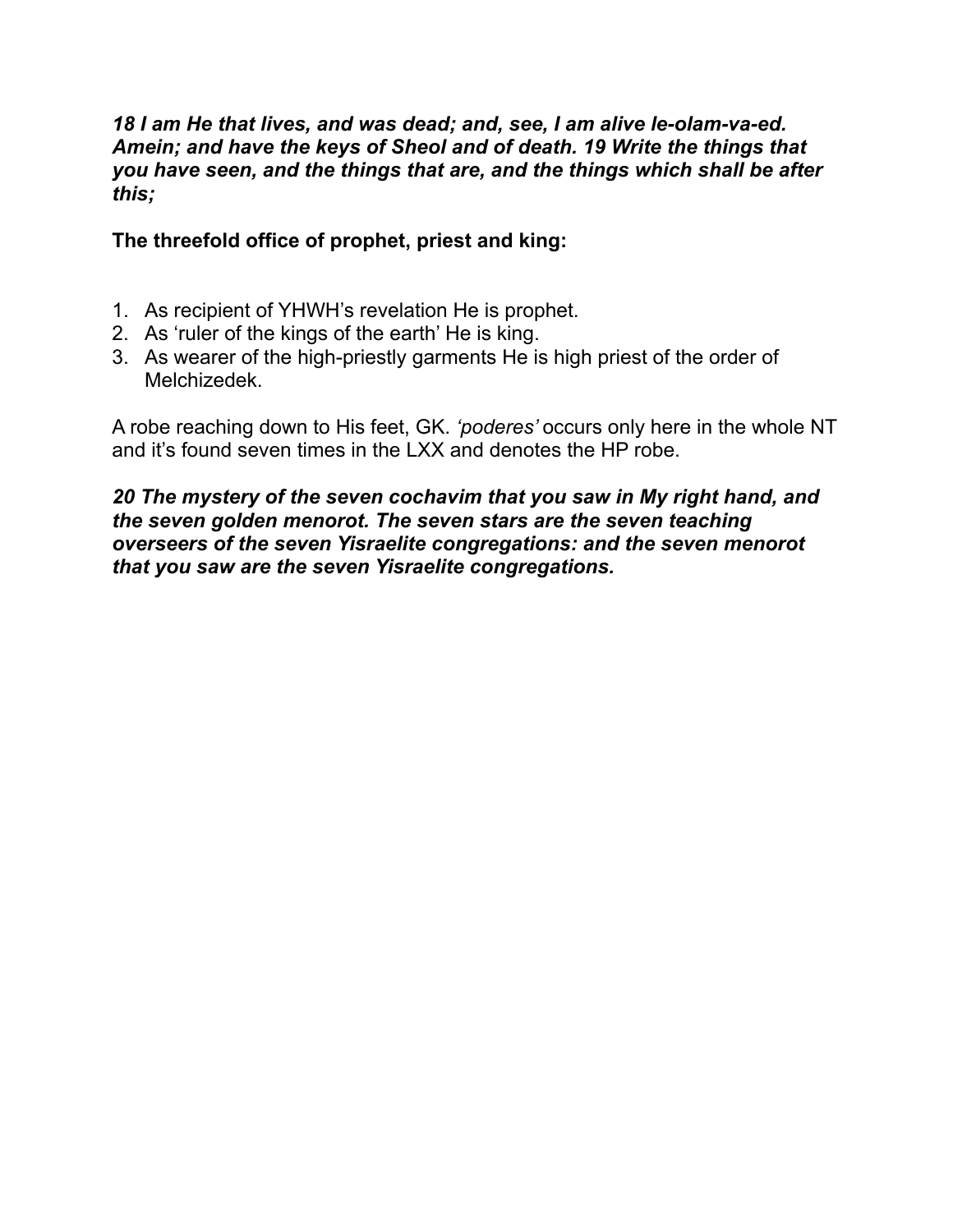***18 I am He that lives, and was dead; and, see, I am alive le-olam-va-ed. Amein; and have the keys of Sheol and of death. 19 Write the things that you have seen, and the things that are, and the things which shall be after this;***

**The threefold office of prophet, priest and king:**

1. As recipient of YHWH's revelation He is prophet.
2. As 'ruler of the kings of the earth' He is king.
3. As wearer of the high-priestly garments He is high priest of the order of Melchizedek.

A robe reaching down to His feet, GK. *'poderes'* occurs only here in the whole NT and it's found seven times in the LXX and denotes the HP robe.

***20 The mystery of the seven cochavim that you saw in My right hand, and the seven golden menorot. The seven stars are the seven teaching overseers of the seven Yisraelite congregations: and the seven menorot that you saw are the seven Yisraelite congregations.***